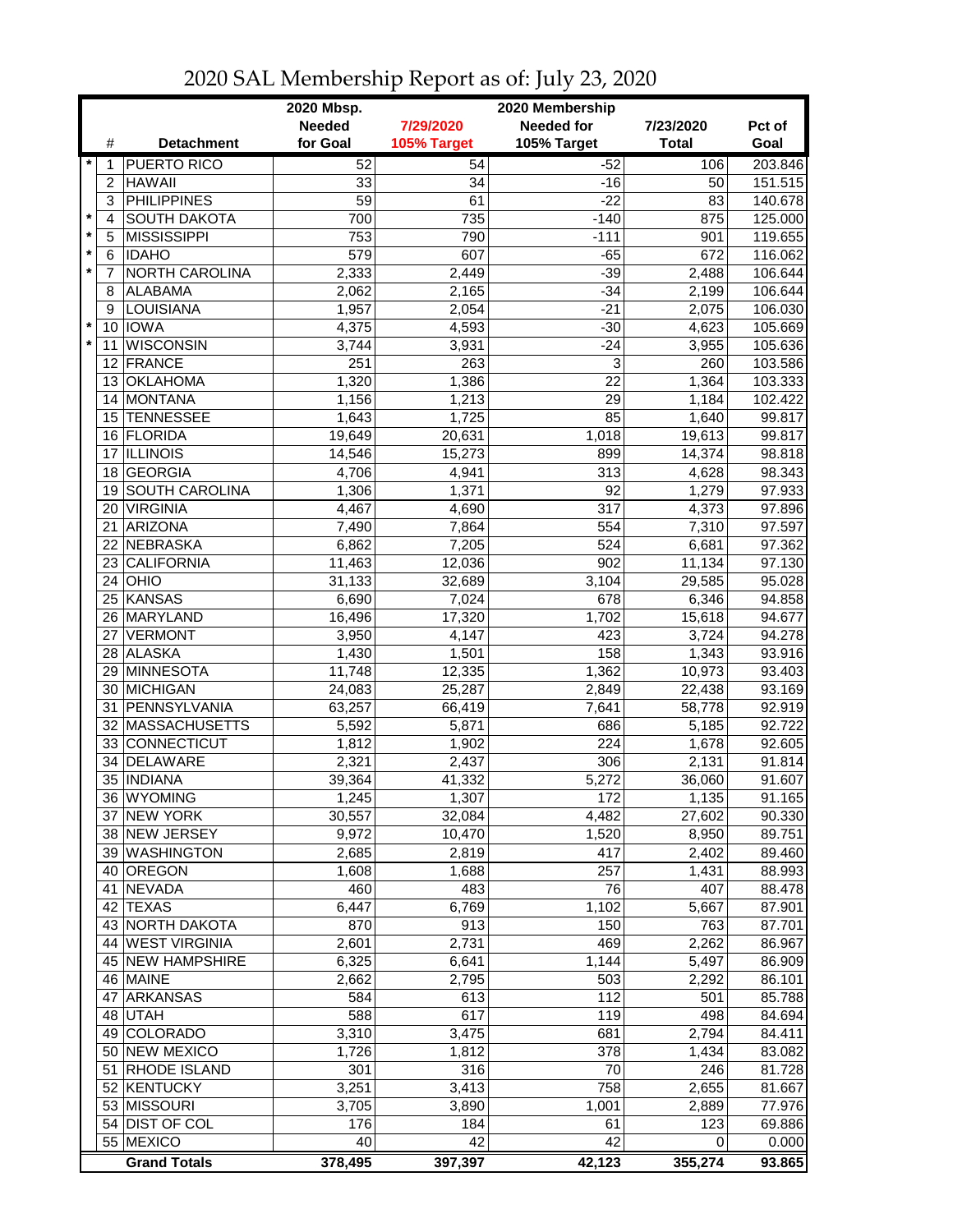# 2020 SAL Membership Report as of: July 23, 2020

| | # | Detachment | 2020 Mbsp. Needed for Goal | 7/29/2020 105% Target | 2020 Membership Needed for 105% Target | 7/23/2020 Total | Pct of Goal |
|---|---|---|---|---|---|---|---|
| * | 1 | PUERTO RICO | 52 | 54 | -52 | 106 | 203.846 |
| | 2 | HAWAII | 33 | 34 | -16 | 50 | 151.515 |
| | 3 | PHILIPPINES | 59 | 61 | -22 | 83 | 140.678 |
| * | 4 | SOUTH DAKOTA | 700 | 735 | -140 | 875 | 125.000 |
| * | 5 | MISSISSIPPI | 753 | 790 | -111 | 901 | 119.655 |
| * | 6 | IDAHO | 579 | 607 | -65 | 672 | 116.062 |
| * | 7 | NORTH CAROLINA | 2,333 | 2,449 | -39 | 2,488 | 106.644 |
| | 8 | ALABAMA | 2,062 | 2,165 | -34 | 2,199 | 106.644 |
| | 9 | LOUISIANA | 1,957 | 2,054 | -21 | 2,075 | 106.030 |
| * | 10 | IOWA | 4,375 | 4,593 | -30 | 4,623 | 105.669 |
| * | 11 | WISCONSIN | 3,744 | 3,931 | -24 | 3,955 | 105.636 |
| | 12 | FRANCE | 251 | 263 | 3 | 260 | 103.586 |
| | 13 | OKLAHOMA | 1,320 | 1,386 | 22 | 1,364 | 103.333 |
| | 14 | MONTANA | 1,156 | 1,213 | 29 | 1,184 | 102.422 |
| | 15 | TENNESSEE | 1,643 | 1,725 | 85 | 1,640 | 99.817 |
| | 16 | FLORIDA | 19,649 | 20,631 | 1,018 | 19,613 | 99.817 |
| | 17 | ILLINOIS | 14,546 | 15,273 | 899 | 14,374 | 98.818 |
| | 18 | GEORGIA | 4,706 | 4,941 | 313 | 4,628 | 98.343 |
| | 19 | SOUTH CAROLINA | 1,306 | 1,371 | 92 | 1,279 | 97.933 |
| | 20 | VIRGINIA | 4,467 | 4,690 | 317 | 4,373 | 97.896 |
| | 21 | ARIZONA | 7,490 | 7,864 | 554 | 7,310 | 97.597 |
| | 22 | NEBRASKA | 6,862 | 7,205 | 524 | 6,681 | 97.362 |
| | 23 | CALIFORNIA | 11,463 | 12,036 | 902 | 11,134 | 97.130 |
| | 24 | OHIO | 31,133 | 32,689 | 3,104 | 29,585 | 95.028 |
| | 25 | KANSAS | 6,690 | 7,024 | 678 | 6,346 | 94.858 |
| | 26 | MARYLAND | 16,496 | 17,320 | 1,702 | 15,618 | 94.677 |
| | 27 | VERMONT | 3,950 | 4,147 | 423 | 3,724 | 94.278 |
| | 28 | ALASKA | 1,430 | 1,501 | 158 | 1,343 | 93.916 |
| | 29 | MINNESOTA | 11,748 | 12,335 | 1,362 | 10,973 | 93.403 |
| | 30 | MICHIGAN | 24,083 | 25,287 | 2,849 | 22,438 | 93.169 |
| | 31 | PENNSYLVANIA | 63,257 | 66,419 | 7,641 | 58,778 | 92.919 |
| | 32 | MASSACHUSETTS | 5,592 | 5,871 | 686 | 5,185 | 92.722 |
| | 33 | CONNECTICUT | 1,812 | 1,902 | 224 | 1,678 | 92.605 |
| | 34 | DELAWARE | 2,321 | 2,437 | 306 | 2,131 | 91.814 |
| | 35 | INDIANA | 39,364 | 41,332 | 5,272 | 36,060 | 91.607 |
| | 36 | WYOMING | 1,245 | 1,307 | 172 | 1,135 | 91.165 |
| | 37 | NEW YORK | 30,557 | 32,084 | 4,482 | 27,602 | 90.330 |
| | 38 | NEW JERSEY | 9,972 | 10,470 | 1,520 | 8,950 | 89.751 |
| | 39 | WASHINGTON | 2,685 | 2,819 | 417 | 2,402 | 89.460 |
| | 40 | OREGON | 1,608 | 1,688 | 257 | 1,431 | 88.993 |
| | 41 | NEVADA | 460 | 483 | 76 | 407 | 88.478 |
| | 42 | TEXAS | 6,447 | 6,769 | 1,102 | 5,667 | 87.901 |
| | 43 | NORTH DAKOTA | 870 | 913 | 150 | 763 | 87.701 |
| | 44 | WEST VIRGINIA | 2,601 | 2,731 | 469 | 2,262 | 86.967 |
| | 45 | NEW HAMPSHIRE | 6,325 | 6,641 | 1,144 | 5,497 | 86.909 |
| | 46 | MAINE | 2,662 | 2,795 | 503 | 2,292 | 86.101 |
| | 47 | ARKANSAS | 584 | 613 | 112 | 501 | 85.788 |
| | 48 | UTAH | 588 | 617 | 119 | 498 | 84.694 |
| | 49 | COLORADO | 3,310 | 3,475 | 681 | 2,794 | 84.411 |
| | 50 | NEW MEXICO | 1,726 | 1,812 | 378 | 1,434 | 83.082 |
| | 51 | RHODE ISLAND | 301 | 316 | 70 | 246 | 81.728 |
| | 52 | KENTUCKY | 3,251 | 3,413 | 758 | 2,655 | 81.667 |
| | 53 | MISSOURI | 3,705 | 3,890 | 1,001 | 2,889 | 77.976 |
| | 54 | DIST OF COL | 176 | 184 | 61 | 123 | 69.886 |
| | 55 | MEXICO | 40 | 42 | 42 | 0 | 0.000 |
| | | **Grand Totals** | **378,495** | **397,397** | **42,123** | **355,274** | **93.865** |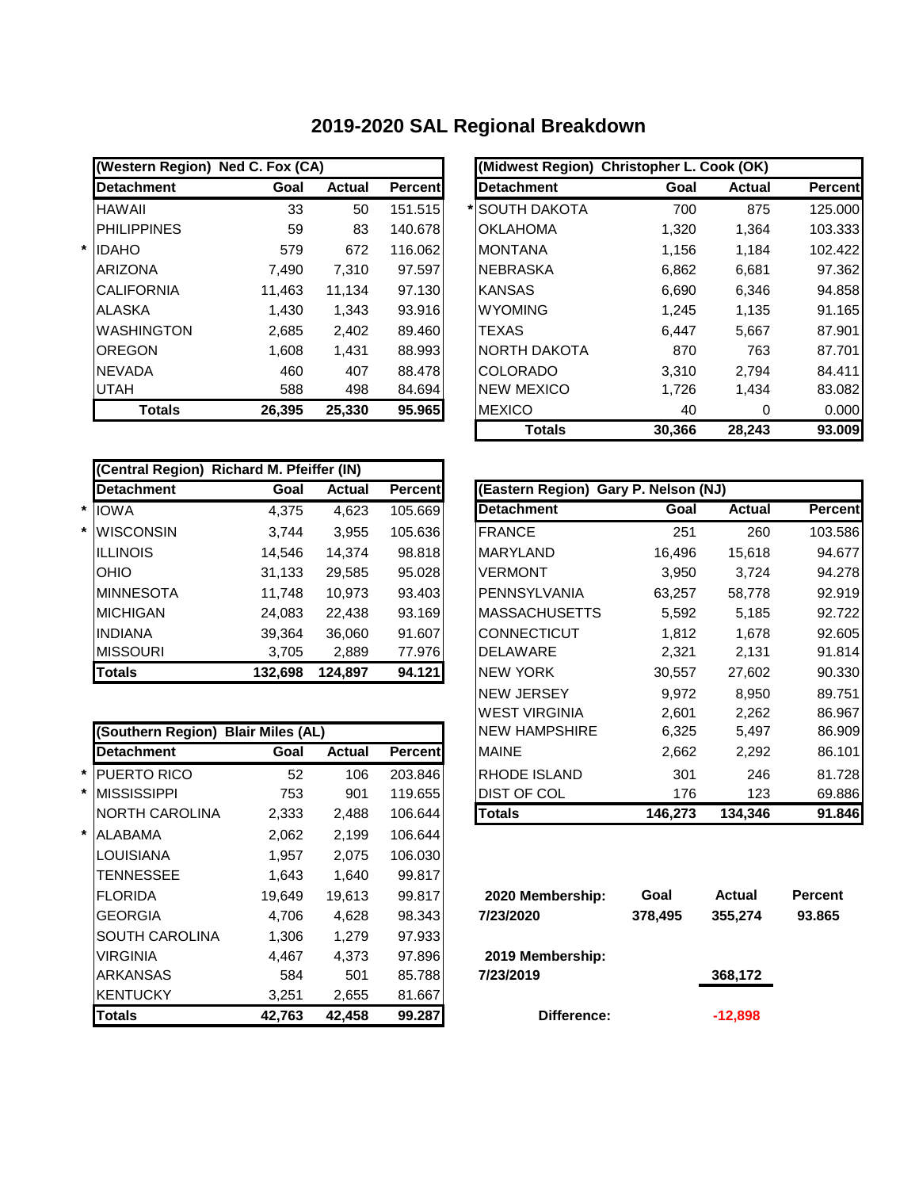# 2019-2020 SAL Regional Breakdown

| (Western Region) Ned C. Fox (CA) | | | | |
|---|---|---|---|---|
| | Detachment | Goal | Actual | Percent |
| | HAWAII | 33 | 50 | 151.515 |
| | PHILIPPINES | 59 | 83 | 140.678 |
| * | IDAHO | 579 | 672 | 116.062 |
| | ARIZONA | 7,490 | 7,310 | 97.597 |
| | CALIFORNIA | 11,463 | 11,134 | 97.130 |
| | ALASKA | 1,430 | 1,343 | 93.916 |
| | WASHINGTON | 2,685 | 2,402 | 89.460 |
| | OREGON | 1,608 | 1,431 | 88.993 |
| | NEVADA | 460 | 407 | 88.478 |
| | UTAH | 588 | 498 | 84.694 |
| | **Totals** | **26,395** | **25,330** | **95.965** |

| (Midwest Region) Christopher L. Cook (OK) | | | | |
|---|---|---|---|---|
| | Detachment | Goal | Actual | Percent |
| * | SOUTH DAKOTA | 700 | 875 | 125.000 |
| | OKLAHOMA | 1,320 | 1,364 | 103.333 |
| | MONTANA | 1,156 | 1,184 | 102.422 |
| | NEBRASKA | 6,862 | 6,681 | 97.362 |
| | KANSAS | 6,690 | 6,346 | 94.858 |
| | WYOMING | 1,245 | 1,135 | 91.165 |
| | TEXAS | 6,447 | 5,667 | 87.901 |
| | NORTH DAKOTA | 870 | 763 | 87.701 |
| | COLORADO | 3,310 | 2,794 | 84.411 |
| | NEW MEXICO | 1,726 | 1,434 | 83.082 |
| | MEXICO | 40 | 0 | 0.000 |
| | **Totals** | **30,366** | **28,243** | **93.009** |

| (Central Region) Richard M. Pfeiffer (IN) | | | | |
|---|---|---|---|---|
| | Detachment | Goal | Actual | Percent |
| * | IOWA | 4,375 | 4,623 | 105.669 |
| * | WISCONSIN | 3,744 | 3,955 | 105.636 |
| | ILLINOIS | 14,546 | 14,374 | 98.818 |
| | OHIO | 31,133 | 29,585 | 95.028 |
| | MINNESOTA | 11,748 | 10,973 | 93.403 |
| | MICHIGAN | 24,083 | 22,438 | 93.169 |
| | INDIANA | 39,364 | 36,060 | 91.607 |
| | MISSOURI | 3,705 | 2,889 | 77.976 |
| | **Totals** | **132,698** | **124,897** | **94.121** |

| (Eastern Region) Gary P. Nelson (NJ) | | | |
|---|---|---|---|
| Detachment | Goal | Actual | Percent |
| FRANCE | 251 | 260 | 103.586 |
| MARYLAND | 16,496 | 15,618 | 94.677 |
| VERMONT | 3,950 | 3,724 | 94.278 |
| PENNSYLVANIA | 63,257 | 58,778 | 92.919 |
| MASSACHUSETTS | 5,592 | 5,185 | 92.722 |
| CONNECTICUT | 1,812 | 1,678 | 92.605 |
| DELAWARE | 2,321 | 2,131 | 91.814 |
| NEW YORK | 30,557 | 27,602 | 90.330 |
| NEW JERSEY | 9,972 | 8,950 | 89.751 |
| WEST VIRGINIA | 2,601 | 2,262 | 86.967 |
| NEW HAMPSHIRE | 6,325 | 5,497 | 86.909 |
| MAINE | 2,662 | 2,292 | 86.101 |
| RHODE ISLAND | 301 | 246 | 81.728 |
| DIST OF COL | 176 | 123 | 69.886 |
| **Totals** | **146,273** | **134,346** | **91.846** |

| (Southern Region) Blair Miles (AL) | | | | |
|---|---|---|---|---|
| | Detachment | Goal | Actual | Percent |
| * | PUERTO RICO | 52 | 106 | 203.846 |
| * | MISSISSIPPI | 753 | 901 | 119.655 |
| | NORTH CAROLINA | 2,333 | 2,488 | 106.644 |
| * | ALABAMA | 2,062 | 2,199 | 106.644 |
| | LOUISIANA | 1,957 | 2,075 | 106.030 |
| | TENNESSEE | 1,643 | 1,640 | 99.817 |
| | FLORIDA | 19,649 | 19,613 | 99.817 |
| | GEORGIA | 4,706 | 4,628 | 98.343 |
| | SOUTH CAROLINA | 1,306 | 1,279 | 97.933 |
| | VIRGINIA | 4,467 | 4,373 | 97.896 |
| | ARKANSAS | 584 | 501 | 85.788 |
| | KENTUCKY | 3,251 | 2,655 | 81.667 |
| | **Totals** | **42,763** | **42,458** | **99.287** |

| | Goal | Actual | Percent |
|---|---|---|---|
| **2020 Membership:** | | | |
| **7/23/2020** | **378,495** | **355,274** | **93.865** |
| **2019 Membership:** | | | |
| **7/23/2019** | | **368,172** | |
| **Difference:** | | **-12,898** | |